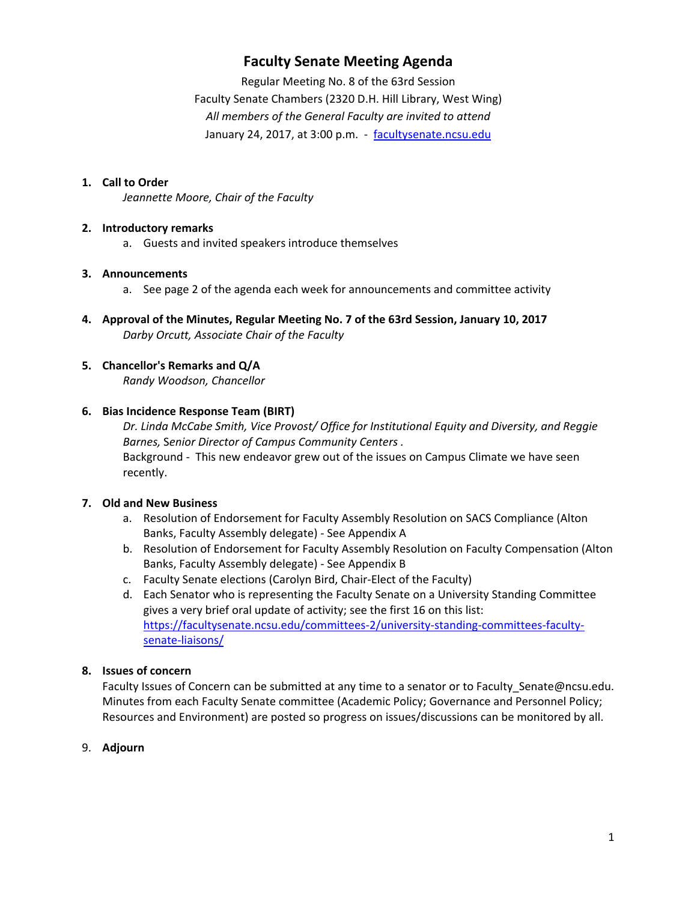# Faculty Senate Meeting Agenda

Regular Meeting No. 8 of the 63rd Session
Faculty Senate Chambers (2320 D.H. Hill Library, West Wing)
*All members of the General Faculty are invited to attend*
January 24, 2017, at 3:00 p.m. - [facultysenate.ncsu.edu](facultysenate.ncsu.edu)

1. **Call to Order**
   *Jeannette Moore, Chair of the Faculty*

2. **Introductory remarks**
   a. Guests and invited speakers introduce themselves

3. **Announcements**
   a. See page 2 of the agenda each week for announcements and committee activity

4. **Approval of the Minutes, Regular Meeting No. 7 of the 63rd Session, January 10, 2017**
   *Darby Orcutt, Associate Chair of the Faculty*

5. **Chancellor's Remarks and Q/A**
   *Randy Woodson, Chancellor*

6. **Bias Incidence Response Team (BIRT)**
   *Dr. Linda McCabe Smith, Vice Provost/ Office for Institutional Equity and Diversity, and Reggie Barnes,* Senior Director of Campus Community Centers *.*
   Background - This new endeavor grew out of the issues on Campus Climate we have seen recently.

7. **Old and New Business**
   a. Resolution of Endorsement for Faculty Assembly Resolution on SACS Compliance (Alton Banks, Faculty Assembly delegate) - See Appendix A
   b. Resolution of Endorsement for Faculty Assembly Resolution on Faculty Compensation (Alton Banks, Faculty Assembly delegate) - See Appendix B
   c. Faculty Senate elections (Carolyn Bird, Chair-Elect of the Faculty)
   d. Each Senator who is representing the Faculty Senate on a University Standing Committee gives a very brief oral update of activity; see the first 16 on this list: [https://facultysenate.ncsu.edu/committees-2/university-standing-committees-faculty-senate-liaisons/](https://facultysenate.ncsu.edu/committees-2/university-standing-committees-faculty-senate-liaisons/)

8. **Issues of concern**
   Faculty Issues of Concern can be submitted at any time to a senator or to Faculty_Senate@ncsu.edu. Minutes from each Faculty Senate committee (Academic Policy; Governance and Personnel Policy; Resources and Environment) are posted so progress on issues/discussions can be monitored by all.

9. **Adjourn**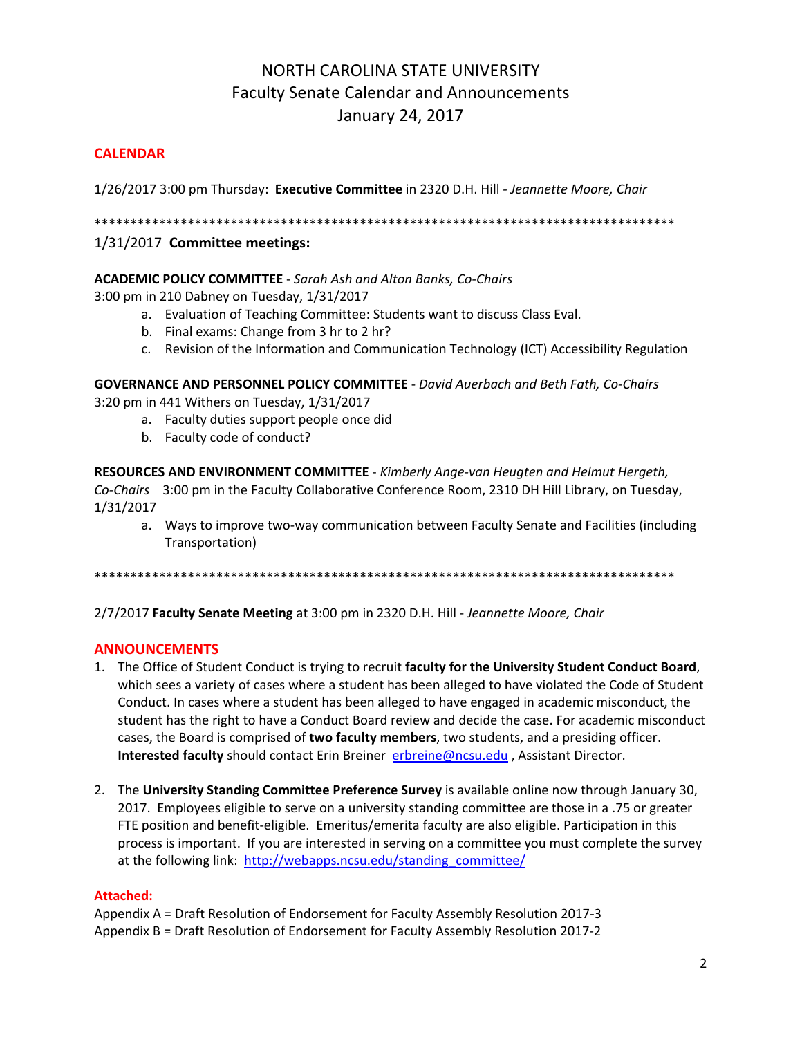# NORTH CAROLINA STATE UNIVERSITY
## Faculty Senate Calendar and Announcements
## January 24, 2017

### CALENDAR

1/26/2017 3:00 pm Thursday: **Executive Committee** in 2320 D.H. Hill - *Jeannette Moore, Chair*

************************************************************************************

1/31/2017 **Committee meetings:**

**ACADEMIC POLICY COMMITTEE** - *Sarah Ash and Alton Banks, Co-Chairs*
3:00 pm in 210 Dabney on Tuesday, 1/31/2017

a. Evaluation of Teaching Committee: Students want to discuss Class Eval.
b. Final exams: Change from 3 hr to 2 hr?
c. Revision of the Information and Communication Technology (ICT) Accessibility Regulation

**GOVERNANCE AND PERSONNEL POLICY COMMITTEE** - *David Auerbach and Beth Fath, Co-Chairs*
3:20 pm in 441 Withers on Tuesday, 1/31/2017

a. Faculty duties support people once did
b. Faculty code of conduct?

**RESOURCES AND ENVIRONMENT COMMITTEE** - *Kimberly Ange-van Heugten and Helmut Hergeth, Co-Chairs* 3:00 pm in the Faculty Collaborative Conference Room, 2310 DH Hill Library, on Tuesday, 1/31/2017

a. Ways to improve two-way communication between Faculty Senate and Facilities (including Transportation)

************************************************************************************

2/7/2017 **Faculty Senate Meeting** at 3:00 pm in 2320 D.H. Hill - *Jeannette Moore, Chair*

### ANNOUNCEMENTS

1. The Office of Student Conduct is trying to recruit **faculty for the University Student Conduct Board**, which sees a variety of cases where a student has been alleged to have violated the Code of Student Conduct. In cases where a student has been alleged to have engaged in academic misconduct, the student has the right to have a Conduct Board review and decide the case. For academic misconduct cases, the Board is comprised of **two faculty members**, two students, and a presiding officer. **Interested faculty** should contact Erin Breiner erbreine@ncsu.edu , Assistant Director.

2. The **University Standing Committee Preference Survey** is available online now through January 30, 2017. Employees eligible to serve on a university standing committee are those in a .75 or greater FTE position and benefit-eligible. Emeritus/emerita faculty are also eligible. Participation in this process is important. If you are interested in serving on a committee you must complete the survey at the following link: http://webapps.ncsu.edu/standing_committee/

**Attached:**
Appendix A = Draft Resolution of Endorsement for Faculty Assembly Resolution 2017-3
Appendix B = Draft Resolution of Endorsement for Faculty Assembly Resolution 2017-2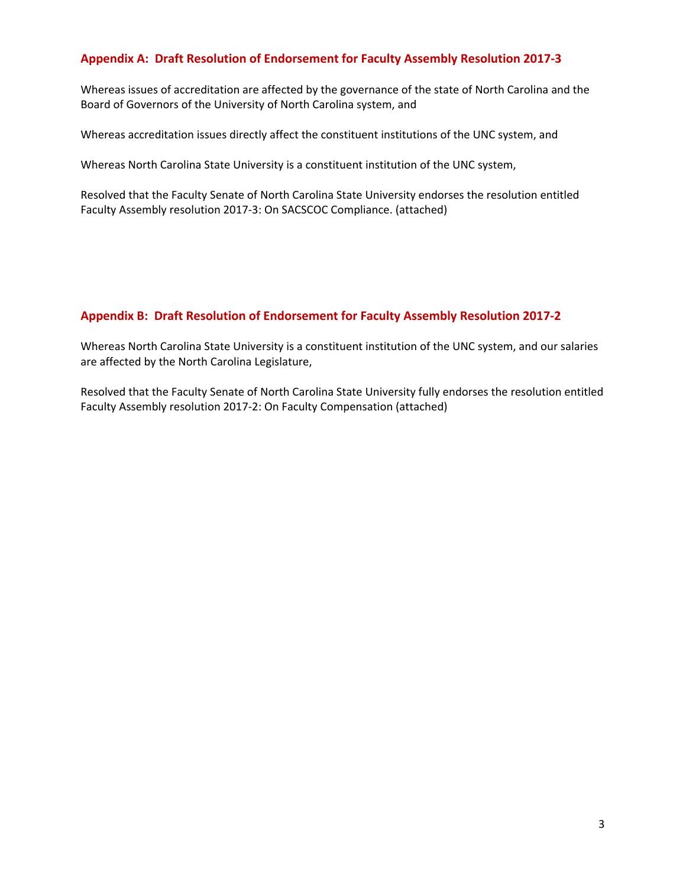## Appendix A: Draft Resolution of Endorsement for Faculty Assembly Resolution 2017-3

Whereas issues of accreditation are affected by the governance of the state of North Carolina and the Board of Governors of the University of North Carolina system, and

Whereas accreditation issues directly affect the constituent institutions of the UNC system, and

Whereas North Carolina State University is a constituent institution of the UNC system,

Resolved that the Faculty Senate of North Carolina State University endorses the resolution entitled Faculty Assembly resolution 2017-3: On SACSCOC Compliance. (attached)

## Appendix B: Draft Resolution of Endorsement for Faculty Assembly Resolution 2017-2

Whereas North Carolina State University is a constituent institution of the UNC system, and our salaries are affected by the North Carolina Legislature,

Resolved that the Faculty Senate of North Carolina State University fully endorses the resolution entitled Faculty Assembly resolution 2017-2: On Faculty Compensation (attached)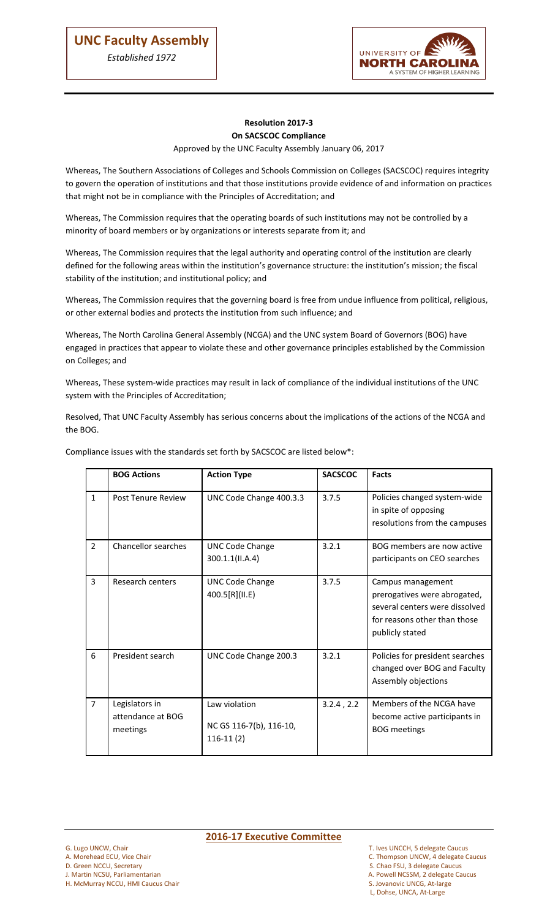# UNC Faculty Assembly

*Established 1972*

**Resolution 2017-3**
**On SACSCOC Compliance**
Approved by the UNC Faculty Assembly January 06, 2017

Whereas, The Southern Associations of Colleges and Schools Commission on Colleges (SACSCOC) requires integrity to govern the operation of institutions and that those institutions provide evidence of and information on practices that might not be in compliance with the Principles of Accreditation; and

Whereas, The Commission requires that the operating boards of such institutions may not be controlled by a minority of board members or by organizations or interests separate from it; and

Whereas, The Commission requires that the legal authority and operating control of the institution are clearly defined for the following areas within the institution's governance structure: the institution's mission; the fiscal stability of the institution; and institutional policy; and

Whereas, The Commission requires that the governing board is free from undue influence from political, religious, or other external bodies and protects the institution from such influence; and

Whereas, The North Carolina General Assembly (NCGA) and the UNC system Board of Governors (BOG) have engaged in practices that appear to violate these and other governance principles established by the Commission on Colleges; and

Whereas, These system-wide practices may result in lack of compliance of the individual institutions of the UNC system with the Principles of Accreditation;

Resolved, That UNC Faculty Assembly has serious concerns about the implications of the actions of the NCGA and the BOG.

Compliance issues with the standards set forth by SACSCOC are listed below*:

| | BOG Actions | Action Type | SACSCOC | Facts |
|---|---|---|---|---|
| 1 | Post Tenure Review | UNC Code Change 400.3.3 | 3.7.5 | Policies changed system-wide in spite of opposing resolutions from the campuses |
| 2 | Chancellor searches | UNC Code Change 300.1.1(II.A.4) | 3.2.1 | BOG members are now active participants on CEO searches |
| 3 | Research centers | UNC Code Change 400.5[R](II.E) | 3.7.5 | Campus management prerogatives were abrogated, several centers were dissolved for reasons other than those publicly stated |
| 6 | President search | UNC Code Change 200.3 | 3.2.1 | Policies for president searches changed over BOG and Faculty Assembly objections |
| 7 | Legislators in attendance at BOG meetings | Law violation NC GS 116-7(b), 116-10, 116-11 (2) | 3.2.4 , 2.2 | Members of the NCGA have become active participants in the BOG meetings |

## 2016-17 Executive Committee

G. Lugo UNCW, Chair
A. Morehead ECU, Vice Chair
D. Green NCCU, Secretary
J. Martin NCSU, Parliamentarian
H. McMurray NCCU, HMI Caucus Chair
T. Ives UNCCH, 5 delegate Caucus
C. Thompson UNCW, 4 delegate Caucus
S. Chao FSU, 3 delegate Caucus
A. Powell NCSSM, 2 delegate Caucus
S. Jovanovic UNCG, At-large
L, Dohse, UNCA, At-Large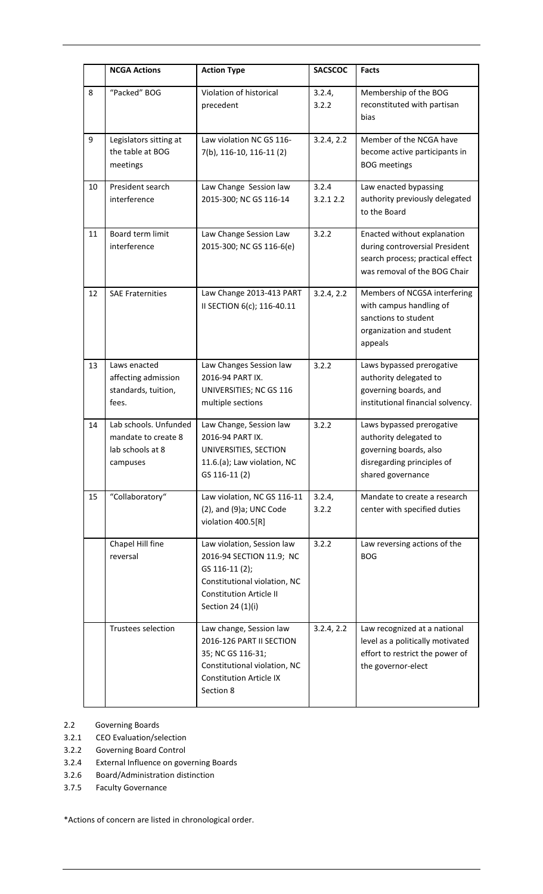|  | NCGA Actions | Action Type | SACSCOC | Facts |
|---|---|---|---|---|
| 8 | "Packed" BOG | Violation of historical precedent | 3.2.4, 3.2.2 | Membership of the BOG reconstituted with partisan bias |
| 9 | Legislators sitting at the table at BOG meetings | Law violation NC GS 116-7(b), 116-10, 116-11 (2) | 3.2.4, 2.2 | Member of the NCGA have become active participants in BOG meetings |
| 10 | President search interference | Law Change Session law 2015-300; NC GS 116-14 | 3.2.4 3.2.1 2.2 | Law enacted bypassing authority previously delegated to the Board |
| 11 | Board term limit interference | Law Change Session Law 2015-300; NC GS 116-6(e) | 3.2.2 | Enacted without explanation during controversial President search process; practical effect was removal of the BOG Chair |
| 12 | SAE Fraternities | Law Change 2013-413 PART II SECTION 6(c); 116-40.11 | 3.2.4, 2.2 | Members of NCGSA interfering with campus handling of sanctions to student organization and student appeals |
| 13 | Laws enacted affecting admission standards, tuition, fees. | Law Changes Session law 2016-94 PART IX. UNIVERSITIES; NC GS 116 multiple sections | 3.2.2 | Laws bypassed prerogative authority delegated to governing boards, and institutional financial solvency. |
| 14 | Lab schools. Unfunded mandate to create 8 lab schools at 8 campuses | Law Change, Session law 2016-94 PART IX. UNIVERSITIES, SECTION 11.6.(a); Law violation, NC GS 116-11 (2) | 3.2.2 | Laws bypassed prerogative authority delegated to governing boards, also disregarding principles of shared governance |
| 15 | "Collaboratory" | Law violation, NC GS 116-11 (2), and (9)a; UNC Code violation 400.5[R] | 3.2.4, 3.2.2 | Mandate to create a research center with specified duties |
|  | Chapel Hill fine reversal | Law violation, Session law 2016-94 SECTION 11.9; NC GS 116-11 (2); Constitutional violation, NC Constitution Article II Section 24 (1)(i) | 3.2.2 | Law reversing actions of the BOG |
|  | Trustees selection | Law change, Session law 2016-126 PART II SECTION 35; NC GS 116-31; Constitutional violation, NC Constitution Article IX Section 8 | 3.2.4, 2.2 | Law recognized at a national level as a politically motivated effort to restrict the power of the governor-elect |

2.2 Governing Boards
3.2.1 CEO Evaluation/selection
3.2.2 Governing Board Control
3.2.4 External Influence on governing Boards
3.2.6 Board/Administration distinction
3.7.5 Faculty Governance

*Actions of concern are listed in chronological order.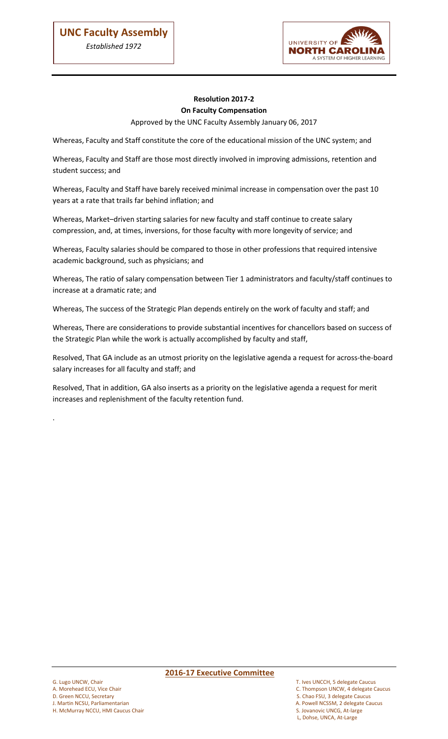# UNC Faculty Assembly

*Established 1972*

**Resolution 2017-2**
**On Faculty Compensation**

Approved by the UNC Faculty Assembly January 06, 2017

Whereas, Faculty and Staff constitute the core of the educational mission of the UNC system; and

Whereas, Faculty and Staff are those most directly involved in improving admissions, retention and student success; and

Whereas, Faculty and Staff have barely received minimal increase in compensation over the past 10 years at a rate that trails far behind inflation; and

Whereas, Market–driven starting salaries for new faculty and staff continue to create salary compression, and, at times, inversions, for those faculty with more longevity of service; and

Whereas, Faculty salaries should be compared to those in other professions that required intensive academic background, such as physicians; and

Whereas, The ratio of salary compensation between Tier 1 administrators and faculty/staff continues to increase at a dramatic rate; and

Whereas, The success of the Strategic Plan depends entirely on the work of faculty and staff; and

Whereas, There are considerations to provide substantial incentives for chancellors based on success of the Strategic Plan while the work is actually accomplished by faculty and staff,

Resolved, That GA include as an utmost priority on the legislative agenda a request for across-the-board salary increases for all faculty and staff; and

Resolved, That in addition, GA also inserts as a priority on the legislative agenda a request for merit increases and replenishment of the faculty retention fund.

.

**2016-17 Executive Committee**

G. Lugo UNCW, Chair
A. Morehead ECU, Vice Chair
D. Green NCCU, Secretary
J. Martin NCSU, Parliamentarian
H. McMurray NCCU, HMI Caucus Chair

T. Ives UNCCH, 5 delegate Caucus
C. Thompson UNCW, 4 delegate Caucus
S. Chao FSU, 3 delegate Caucus
A. Powell NCSSM, 2 delegate Caucus
S. Jovanovic UNCG, At-large
L, Dohse, UNCA, At-Large